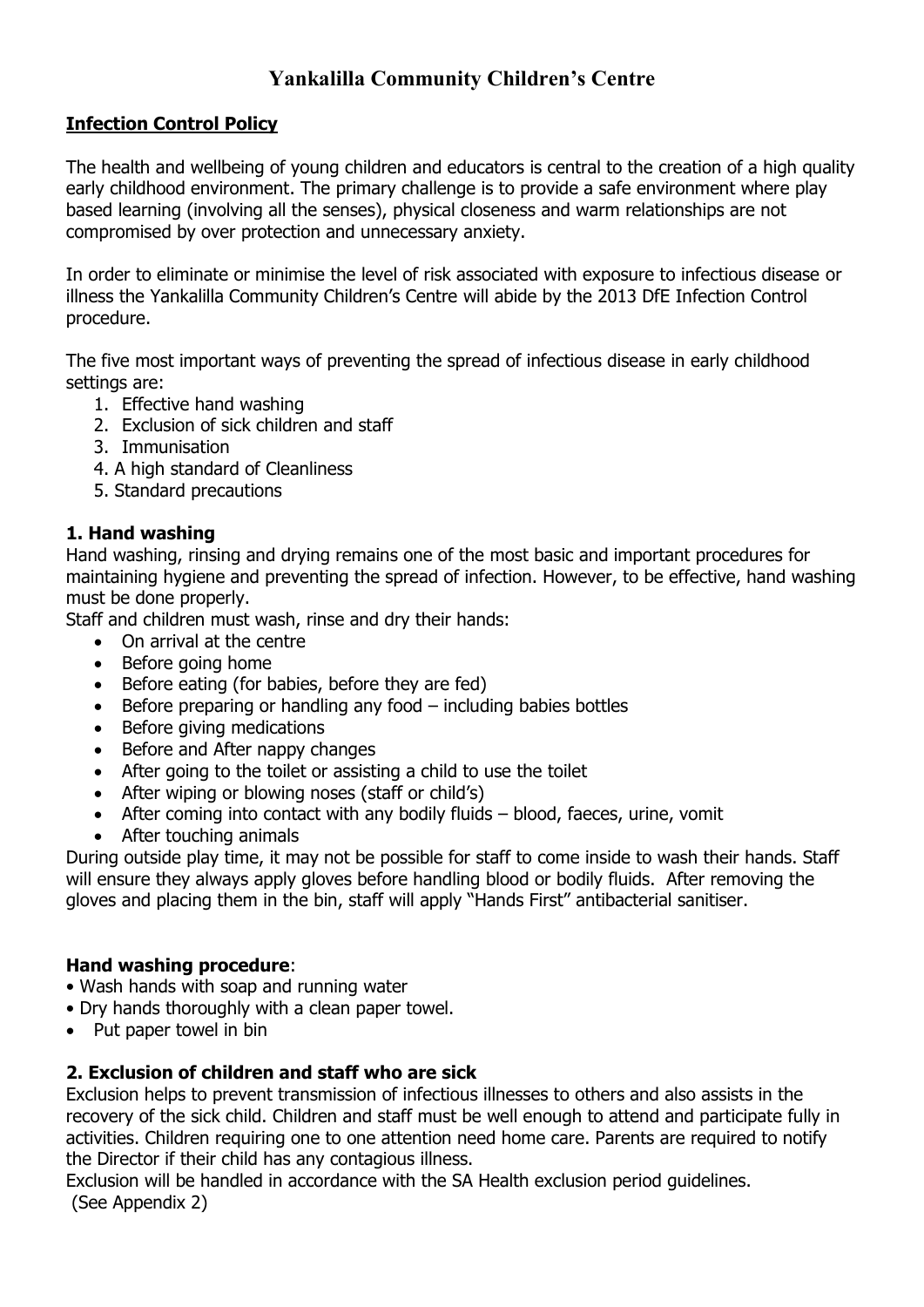# Yankalilla Community Children's Centre

## Infection Control Policy

The health and wellbeing of young children and educators is central to the creation of a high quality early childhood environment. The primary challenge is to provide a safe environment where play based learning (involving all the senses), physical closeness and warm relationships are not compromised by over protection and unnecessary anxiety.

In order to eliminate or minimise the level of risk associated with exposure to infectious disease or illness the Yankalilla Community Children's Centre will abide by the 2013 DfE Infection Control procedure.

The five most important ways of preventing the spread of infectious disease in early childhood settings are:

1. Effective hand washing
2. Exclusion of sick children and staff
3. Immunisation
4. A high standard of Cleanliness
5. Standard precautions

### 1. Hand washing

Hand washing, rinsing and drying remains one of the most basic and important procedures for maintaining hygiene and preventing the spread of infection. However, to be effective, hand washing must be done properly.

Staff and children must wash, rinse and dry their hands:

- On arrival at the centre
- Before going home
- Before eating (for babies, before they are fed)
- Before preparing or handling any food – including babies bottles
- Before giving medications
- Before and After nappy changes
- After going to the toilet or assisting a child to use the toilet
- After wiping or blowing noses (staff or child's)
- After coming into contact with any bodily fluids – blood, faeces, urine, vomit
- After touching animals

During outside play time, it may not be possible for staff to come inside to wash their hands. Staff will ensure they always apply gloves before handling blood or bodily fluids. After removing the gloves and placing them in the bin, staff will apply "Hands First" antibacterial sanitiser.

**Hand washing procedure**:

- Wash hands with soap and running water
- Dry hands thoroughly with a clean paper towel.
- Put paper towel in bin

### 2. Exclusion of children and staff who are sick

Exclusion helps to prevent transmission of infectious illnesses to others and also assists in the recovery of the sick child. Children and staff must be well enough to attend and participate fully in activities. Children requiring one to one attention need home care. Parents are required to notify the Director if their child has any contagious illness.

Exclusion will be handled in accordance with the SA Health exclusion period guidelines.
(See Appendix 2)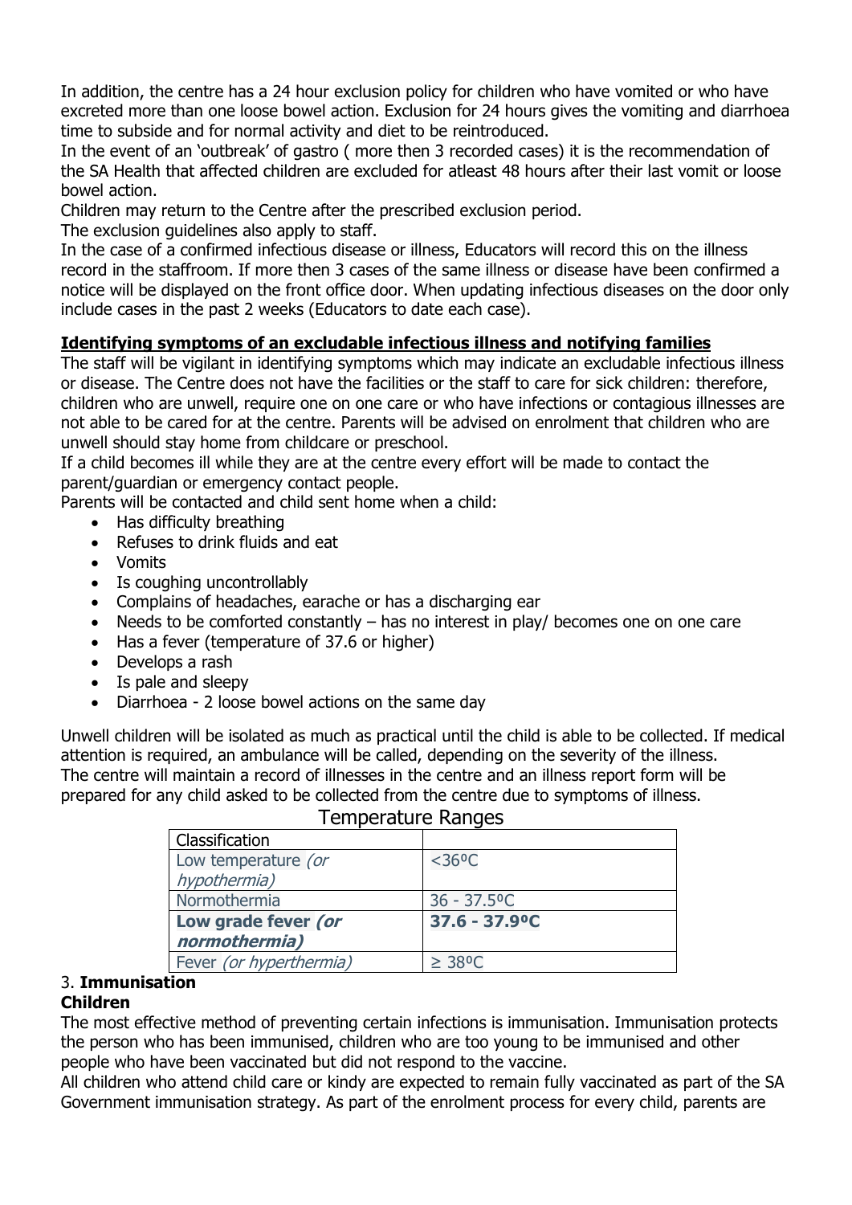In addition, the centre has a 24 hour exclusion policy for children who have vomited or who have excreted more than one loose bowel action. Exclusion for 24 hours gives the vomiting and diarrhoea time to subside and for normal activity and diet to be reintroduced.

In the event of an 'outbreak' of gastro ( more then 3 recorded cases) it is the recommendation of the SA Health that affected children are excluded for atleast 48 hours after their last vomit or loose bowel action.

Children may return to the Centre after the prescribed exclusion period.

The exclusion guidelines also apply to staff.

In the case of a confirmed infectious disease or illness, Educators will record this on the illness record in the staffroom. If more then 3 cases of the same illness or disease have been confirmed a notice will be displayed on the front office door. When updating infectious diseases on the door only include cases in the past 2 weeks (Educators to date each case).

**Identifying symptoms of an excludable infectious illness and notifying families**

The staff will be vigilant in identifying symptoms which may indicate an excludable infectious illness or disease. The Centre does not have the facilities or the staff to care for sick children: therefore, children who are unwell, require one on one care or who have infections or contagious illnesses are not able to be cared for at the centre. Parents will be advised on enrolment that children who are unwell should stay home from childcare or preschool.

If a child becomes ill while they are at the centre every effort will be made to contact the parent/guardian or emergency contact people.

Parents will be contacted and child sent home when a child:

- Has difficulty breathing
- Refuses to drink fluids and eat
- Vomits
- Is coughing uncontrollably
- Complains of headaches, earache or has a discharging ear
- Needs to be comforted constantly – has no interest in play/ becomes one on one care
- Has a fever (temperature of 37.6 or higher)
- Develops a rash
- Is pale and sleepy
- Diarrhoea - 2 loose bowel actions on the same day

Unwell children will be isolated as much as practical until the child is able to be collected. If medical attention is required, an ambulance will be called, depending on the severity of the illness.

The centre will maintain a record of illnesses in the centre and an illness report form will be prepared for any child asked to be collected from the centre due to symptoms of illness.

Temperature Ranges

| Classification | |
|---|---|
| Low temperature *(or hypothermia)* | <36ºC |
| Normothermia | 36 - 37.5ºC |
| **Low grade fever *(or normothermia)*** | **37.6 - 37.9ºC** |
| Fever *(or hyperthermia)* | ≥ 38ºC |

3. **Immunisation**

**Children**

The most effective method of preventing certain infections is immunisation. Immunisation protects the person who has been immunised, children who are too young to be immunised and other people who have been vaccinated but did not respond to the vaccine.

All children who attend child care or kindy are expected to remain fully vaccinated as part of the SA Government immunisation strategy. As part of the enrolment process for every child, parents are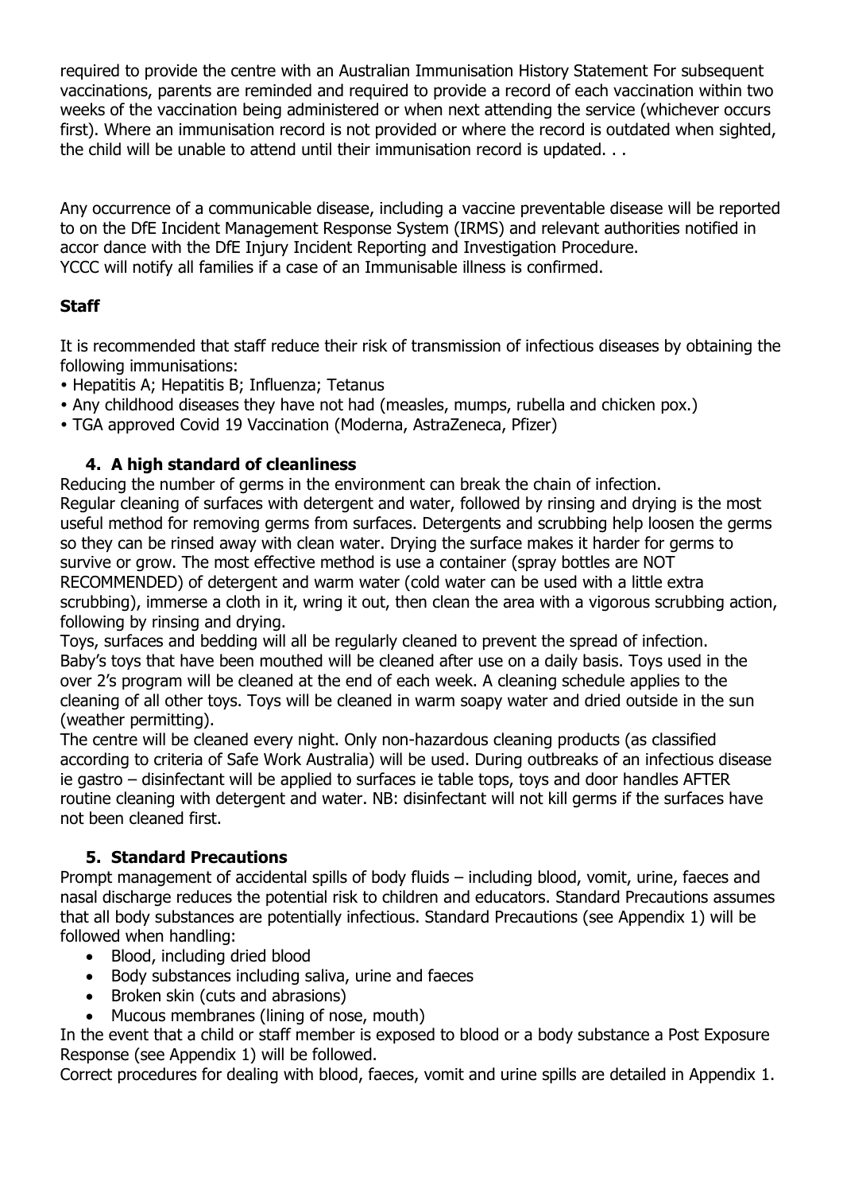required to provide the centre with an Australian Immunisation History Statement For subsequent vaccinations, parents are reminded and required to provide a record of each vaccination within two weeks of the vaccination being administered or when next attending the service (whichever occurs first). Where an immunisation record is not provided or where the record is outdated when sighted, the child will be unable to attend until their immunisation record is updated. . .

Any occurrence of a communicable disease, including a vaccine preventable disease will be reported to on the DfE Incident Management Response System (IRMS) and relevant authorities notified in accor dance with the DfE Injury Incident Reporting and Investigation Procedure.
YCCC will notify all families if a case of an Immunisable illness is confirmed.

**Staff**

It is recommended that staff reduce their risk of transmission of infectious diseases by obtaining the following immunisations:

- Hepatitis A; Hepatitis B; Influenza; Tetanus
- Any childhood diseases they have not had (measles, mumps, rubella and chicken pox.)
- TGA approved Covid 19 Vaccination (Moderna, AstraZeneca, Pfizer)

### 4. A high standard of cleanliness

Reducing the number of germs in the environment can break the chain of infection.
Regular cleaning of surfaces with detergent and water, followed by rinsing and drying is the most useful method for removing germs from surfaces. Detergents and scrubbing help loosen the germs so they can be rinsed away with clean water. Drying the surface makes it harder for germs to survive or grow. The most effective method is use a container (spray bottles are NOT RECOMMENDED) of detergent and warm water (cold water can be used with a little extra scrubbing), immerse a cloth in it, wring it out, then clean the area with a vigorous scrubbing action, following by rinsing and drying.
Toys, surfaces and bedding will all be regularly cleaned to prevent the spread of infection.
Baby's toys that have been mouthed will be cleaned after use on a daily basis. Toys used in the over 2's program will be cleaned at the end of each week. A cleaning schedule applies to the cleaning of all other toys. Toys will be cleaned in warm soapy water and dried outside in the sun (weather permitting).
The centre will be cleaned every night. Only non-hazardous cleaning products (as classified according to criteria of Safe Work Australia) will be used. During outbreaks of an infectious disease ie gastro – disinfectant will be applied to surfaces ie table tops, toys and door handles AFTER routine cleaning with detergent and water. NB: disinfectant will not kill germs if the surfaces have not been cleaned first.

### 5. Standard Precautions

Prompt management of accidental spills of body fluids – including blood, vomit, urine, faeces and nasal discharge reduces the potential risk to children and educators. Standard Precautions assumes that all body substances are potentially infectious. Standard Precautions (see Appendix 1) will be followed when handling:

- Blood, including dried blood
- Body substances including saliva, urine and faeces
- Broken skin (cuts and abrasions)
- Mucous membranes (lining of nose, mouth)

In the event that a child or staff member is exposed to blood or a body substance a Post Exposure Response (see Appendix 1) will be followed.
Correct procedures for dealing with blood, faeces, vomit and urine spills are detailed in Appendix 1.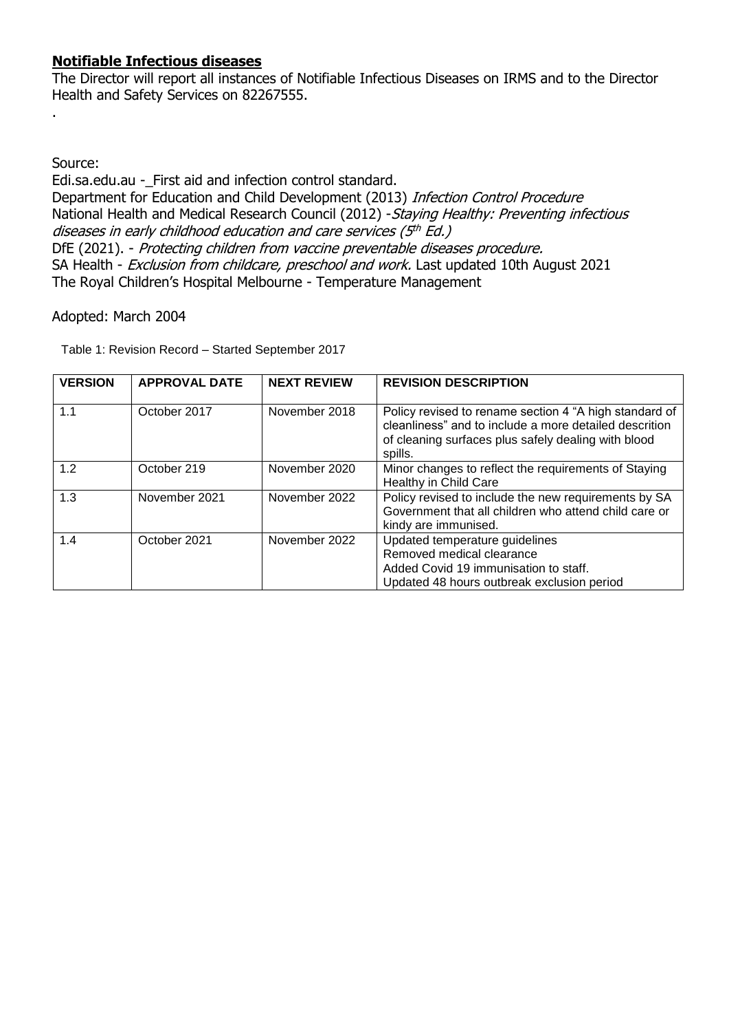## **Notifiable Infectious diseases**

The Director will report all instances of Notifiable Infectious Diseases on IRMS and to the Director Health and Safety Services on 82267555.

.

Source:

Edi.sa.edu.au -_First aid and infection control standard.

Department for Education and Child Development (2013) *Infection Control Procedure*

National Health and Medical Research Council (2012) -*Staying Healthy: Preventing infectious diseases in early childhood education and care services (5th Ed.)*

DfE (2021). - *Protecting children from vaccine preventable diseases procedure.*

SA Health - *Exclusion from childcare, preschool and work.* Last updated 10th August 2021

The Royal Children's Hospital Melbourne - Temperature Management

Adopted: March 2004

Table 1: Revision Record – Started September 2017

| VERSION | APPROVAL DATE | NEXT REVIEW | REVISION DESCRIPTION |
|---|---|---|---|
| 1.1 | October 2017 | November 2018 | Policy revised to rename section 4 "A high standard of cleanliness" and to include a more detailed descrition of cleaning surfaces plus safely dealing with blood spills. |
| 1.2 | October 219 | November 2020 | Minor changes to reflect the requirements of Staying Healthy in Child Care |
| 1.3 | November 2021 | November 2022 | Policy revised to include the new requirements by SA Government that all children who attend child care or kindy are immunised. |
| 1.4 | October 2021 | November 2022 | Updated temperature guidelines<br>Removed medical clearance<br>Added Covid 19 immunisation to staff.<br>Updated 48 hours outbreak exclusion period |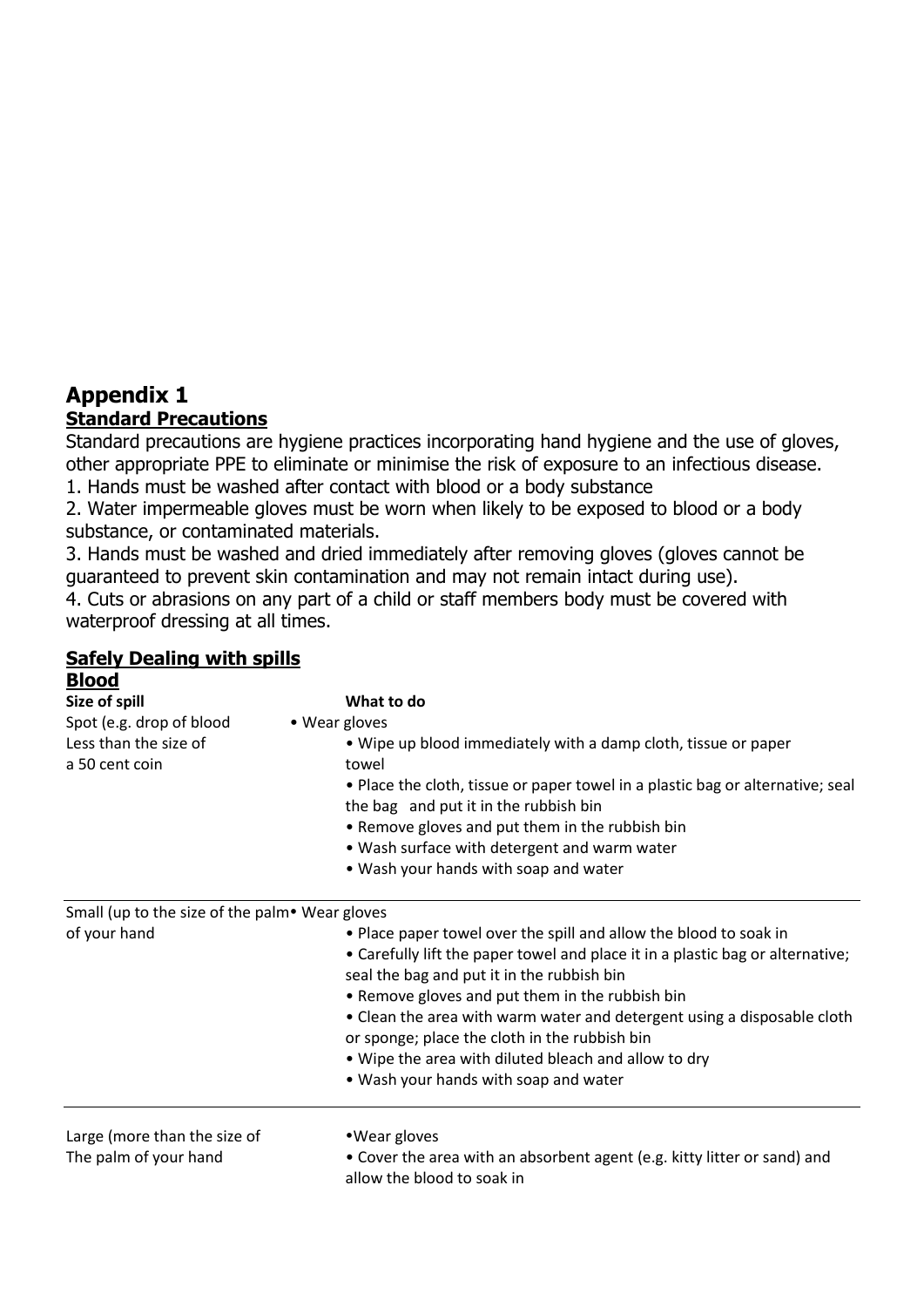# Appendix 1

## Standard Precautions

Standard precautions are hygiene practices incorporating hand hygiene and the use of gloves, other appropriate PPE to eliminate or minimise the risk of exposure to an infectious disease.

1. Hands must be washed after contact with blood or a body substance
2. Water impermeable gloves must be worn when likely to be exposed to blood or a body substance, or contaminated materials.
3. Hands must be washed and dried immediately after removing gloves (gloves cannot be guaranteed to prevent skin contamination and may not remain intact during use).
4. Cuts or abrasions on any part of a child or staff members body must be covered with waterproof dressing at all times.

## Safely Dealing with spills

### Blood

| Size of spill | What to do |
| --- | --- |
| Spot (e.g. drop of blood Less than the size of a 50 cent coin | • Wear gloves<br>• Wipe up blood immediately with a damp cloth, tissue or paper towel<br>• Place the cloth, tissue or paper towel in a plastic bag or alternative; seal the bag and put it in the rubbish bin<br>• Remove gloves and put them in the rubbish bin<br>• Wash surface with detergent and warm water<br>• Wash your hands with soap and water |
| Small (up to the size of the palm of your hand | • Wear gloves<br>• Place paper towel over the spill and allow the blood to soak in<br>• Carefully lift the paper towel and place it in a plastic bag or alternative; seal the bag and put it in the rubbish bin<br>• Remove gloves and put them in the rubbish bin<br>• Clean the area with warm water and detergent using a disposable cloth or sponge; place the cloth in the rubbish bin<br>• Wipe the area with diluted bleach and allow to dry<br>• Wash your hands with soap and water |
| Large (more than the size of The palm of your hand | • Wear gloves<br>• Cover the area with an absorbent agent (e.g. kitty litter or sand) and allow the blood to soak in |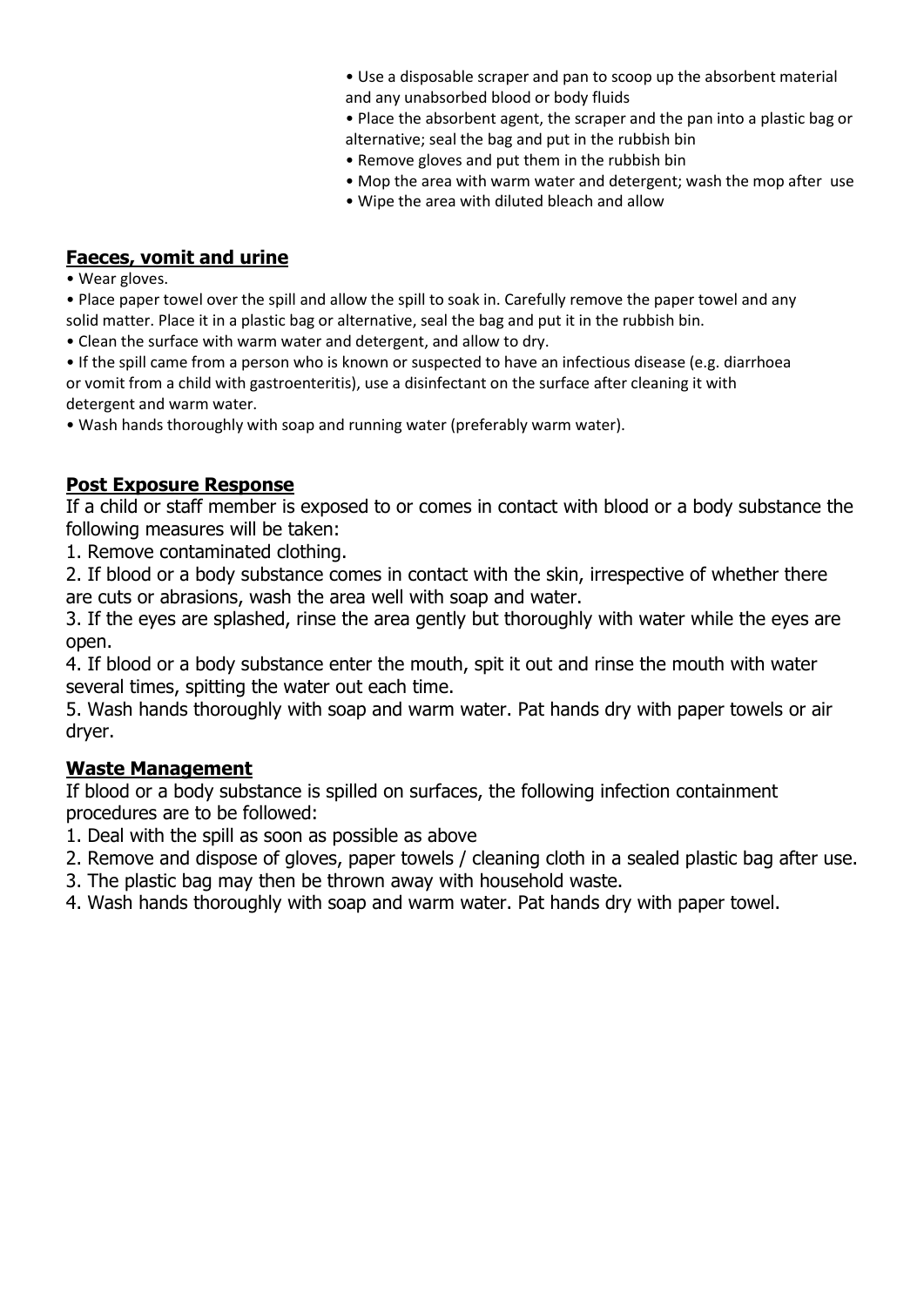- Use a disposable scraper and pan to scoop up the absorbent material and any unabsorbed blood or body fluids
- Place the absorbent agent, the scraper and the pan into a plastic bag or alternative; seal the bag and put in the rubbish bin
- Remove gloves and put them in the rubbish bin
- Mop the area with warm water and detergent; wash the mop after use
- Wipe the area with diluted bleach and allow

## Faeces, vomit and urine

- Wear gloves.
- Place paper towel over the spill and allow the spill to soak in. Carefully remove the paper towel and any solid matter. Place it in a plastic bag or alternative, seal the bag and put it in the rubbish bin.
- Clean the surface with warm water and detergent, and allow to dry.
- If the spill came from a person who is known or suspected to have an infectious disease (e.g. diarrhoea or vomit from a child with gastroenteritis), use a disinfectant on the surface after cleaning it with detergent and warm water.
- Wash hands thoroughly with soap and running water (preferably warm water).

## Post Exposure Response

If a child or staff member is exposed to or comes in contact with blood or a body substance the following measures will be taken:

1. Remove contaminated clothing.
2. If blood or a body substance comes in contact with the skin, irrespective of whether there are cuts or abrasions, wash the area well with soap and water.
3. If the eyes are splashed, rinse the area gently but thoroughly with water while the eyes are open.
4. If blood or a body substance enter the mouth, spit it out and rinse the mouth with water several times, spitting the water out each time.
5. Wash hands thoroughly with soap and warm water. Pat hands dry with paper towels or air dryer.

## Waste Management

If blood or a body substance is spilled on surfaces, the following infection containment procedures are to be followed:

1. Deal with the spill as soon as possible as above
2. Remove and dispose of gloves, paper towels / cleaning cloth in a sealed plastic bag after use.
3. The plastic bag may then be thrown away with household waste.
4. Wash hands thoroughly with soap and warm water. Pat hands dry with paper towel.